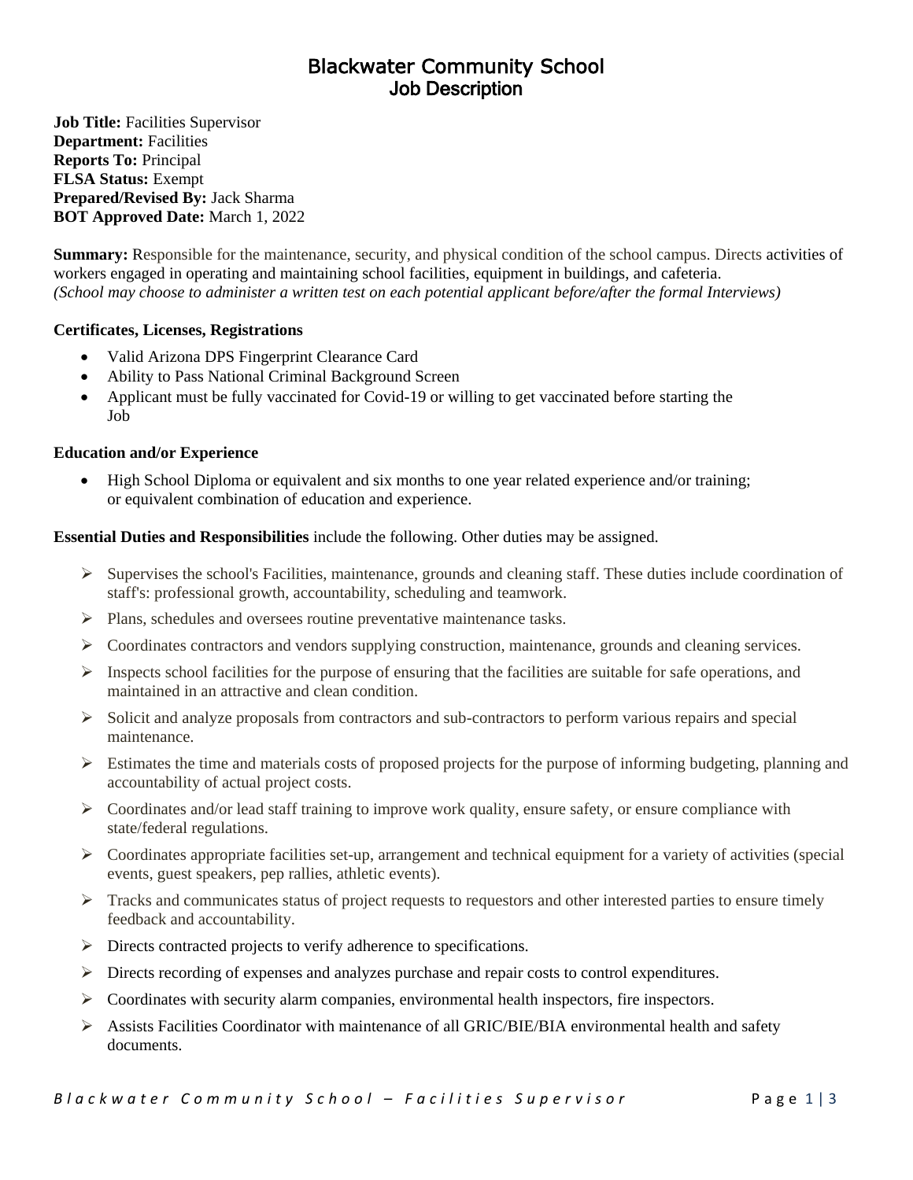# Blackwater Community School
## Job Description

**Job Title:** Facilities Supervisor
**Department:** Facilities
**Reports To:** Principal
**FLSA Status:** Exempt
**Prepared/Revised By:** Jack Sharma
**BOT Approved Date:** March 1, 2022

**Summary:** Responsible for the maintenance, security, and physical condition of the school campus. Directs activities of workers engaged in operating and maintaining school facilities, equipment in buildings, and cafeteria.
*(School may choose to administer a written test on each potential applicant before/after the formal Interviews)*

**Certificates, Licenses, Registrations**

- Valid Arizona DPS Fingerprint Clearance Card
- Ability to Pass National Criminal Background Screen
- Applicant must be fully vaccinated for Covid-19 or willing to get vaccinated before starting the Job

**Education and/or Experience**

- High School Diploma or equivalent and six months to one year related experience and/or training; or equivalent combination of education and experience.

**Essential Duties and Responsibilities** include the following. Other duties may be assigned.

- Supervises the school's Facilities, maintenance, grounds and cleaning staff. These duties include coordination of staff's: professional growth, accountability, scheduling and teamwork.
- Plans, schedules and oversees routine preventative maintenance tasks.
- Coordinates contractors and vendors supplying construction, maintenance, grounds and cleaning services.
- Inspects school facilities for the purpose of ensuring that the facilities are suitable for safe operations, and maintained in an attractive and clean condition.
- Solicit and analyze proposals from contractors and sub-contractors to perform various repairs and special maintenance.
- Estimates the time and materials costs of proposed projects for the purpose of informing budgeting, planning and accountability of actual project costs.
- Coordinates and/or lead staff training to improve work quality, ensure safety, or ensure compliance with state/federal regulations.
- Coordinates appropriate facilities set-up, arrangement and technical equipment for a variety of activities (special events, guest speakers, pep rallies, athletic events).
- Tracks and communicates status of project requests to requestors and other interested parties to ensure timely feedback and accountability.
- Directs contracted projects to verify adherence to specifications.
- Directs recording of expenses and analyzes purchase and repair costs to control expenditures.
- Coordinates with security alarm companies, environmental health inspectors, fire inspectors.
- Assists Facilities Coordinator with maintenance of all GRIC/BIE/BIA environmental health and safety documents.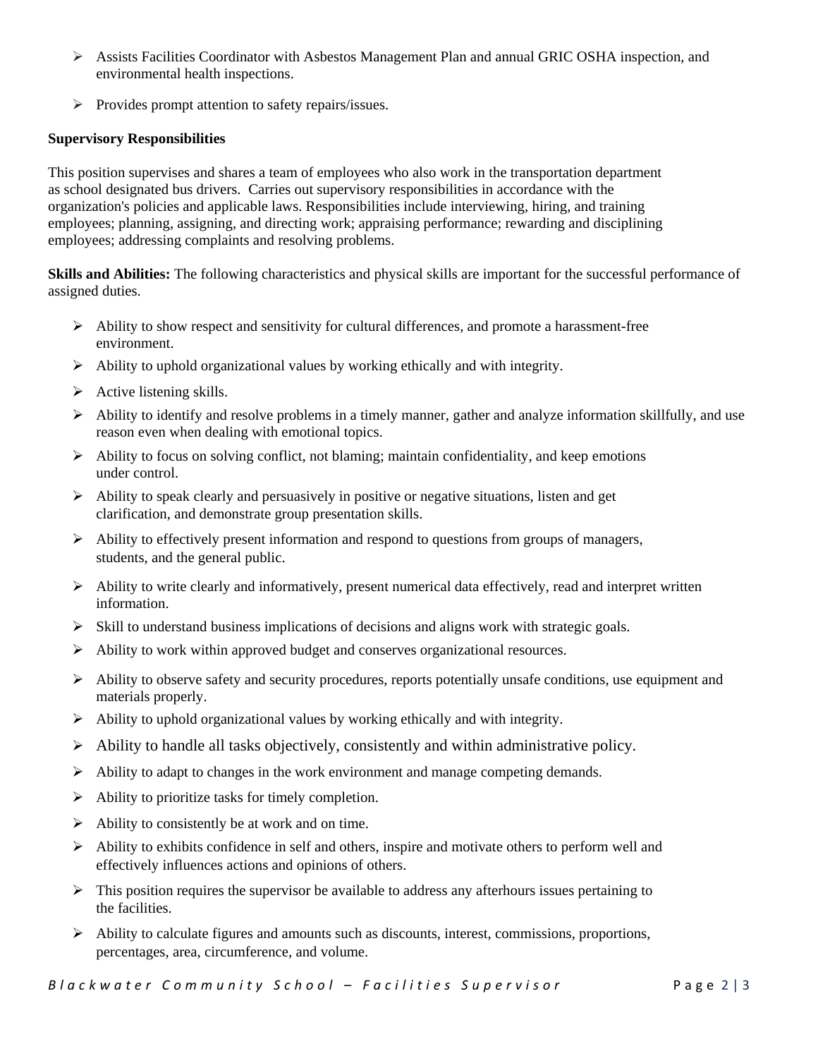- Assists Facilities Coordinator with Asbestos Management Plan and annual GRIC OSHA inspection, and environmental health inspections.
- Provides prompt attention to safety repairs/issues.

**Supervisory Responsibilities**

This position supervises and shares a team of employees who also work in the transportation department as school designated bus drivers. Carries out supervisory responsibilities in accordance with the organization's policies and applicable laws. Responsibilities include interviewing, hiring, and training employees; planning, assigning, and directing work; appraising performance; rewarding and disciplining employees; addressing complaints and resolving problems.

**Skills and Abilities:** The following characteristics and physical skills are important for the successful performance of assigned duties.

- Ability to show respect and sensitivity for cultural differences, and promote a harassment-free environment.
- Ability to uphold organizational values by working ethically and with integrity.
- Active listening skills.
- Ability to identify and resolve problems in a timely manner, gather and analyze information skillfully, and use reason even when dealing with emotional topics.
- Ability to focus on solving conflict, not blaming; maintain confidentiality, and keep emotions under control.
- Ability to speak clearly and persuasively in positive or negative situations, listen and get clarification, and demonstrate group presentation skills.
- Ability to effectively present information and respond to questions from groups of managers, students, and the general public.
- Ability to write clearly and informatively, present numerical data effectively, read and interpret written information.
- Skill to understand business implications of decisions and aligns work with strategic goals.
- Ability to work within approved budget and conserves organizational resources.
- Ability to observe safety and security procedures, reports potentially unsafe conditions, use equipment and materials properly.
- Ability to uphold organizational values by working ethically and with integrity.
- Ability to handle all tasks objectively, consistently and within administrative policy.
- Ability to adapt to changes in the work environment and manage competing demands.
- Ability to prioritize tasks for timely completion.
- Ability to consistently be at work and on time.
- Ability to exhibits confidence in self and others, inspire and motivate others to perform well and effectively influences actions and opinions of others.
- This position requires the supervisor be available to address any afterhours issues pertaining to the facilities.
- Ability to calculate figures and amounts such as discounts, interest, commissions, proportions, percentages, area, circumference, and volume.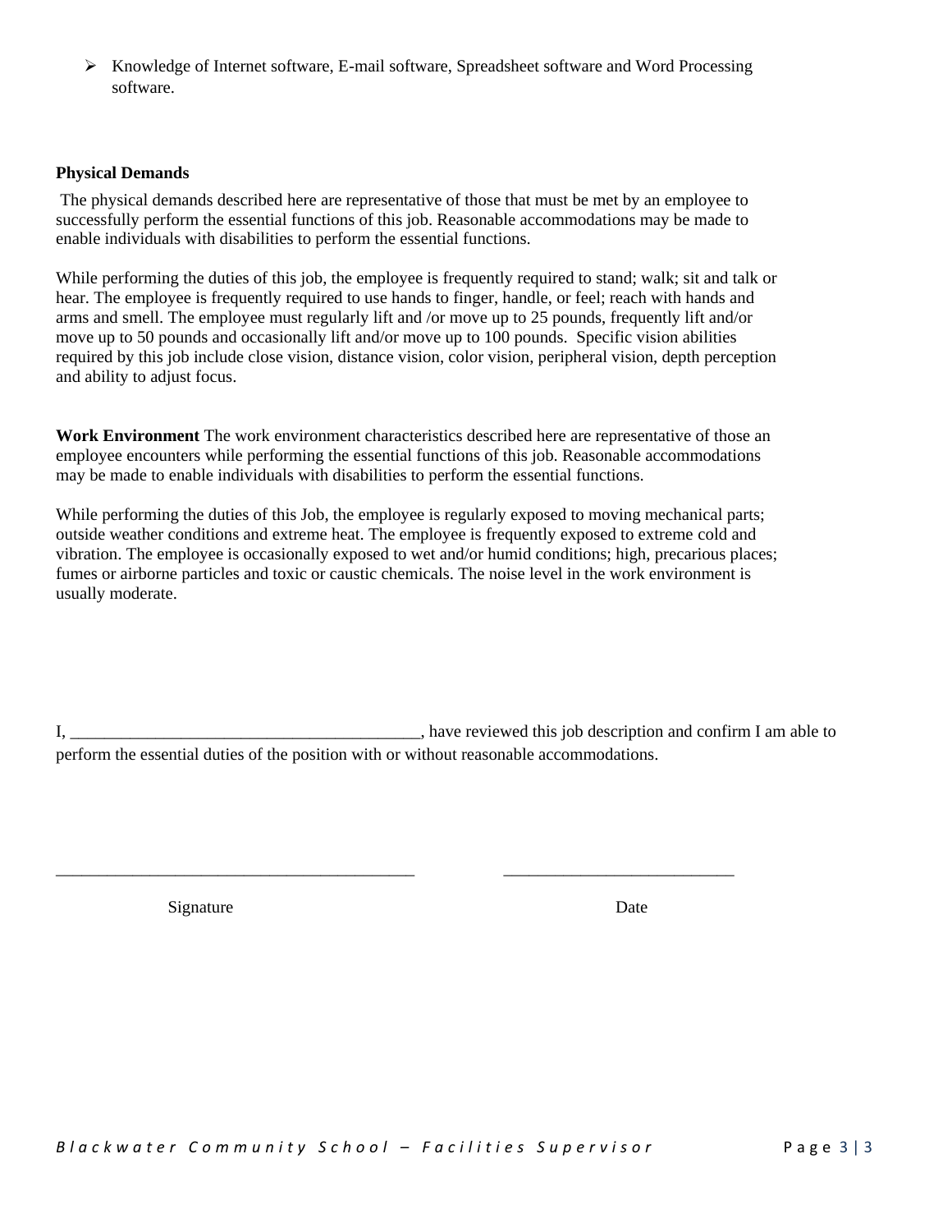- Knowledge of Internet software, E-mail software, Spreadsheet software and Word Processing software.

**Physical Demands**

The physical demands described here are representative of those that must be met by an employee to successfully perform the essential functions of this job. Reasonable accommodations may be made to enable individuals with disabilities to perform the essential functions.

While performing the duties of this job, the employee is frequently required to stand; walk; sit and talk or hear. The employee is frequently required to use hands to finger, handle, or feel; reach with hands and arms and smell. The employee must regularly lift and /or move up to 25 pounds, frequently lift and/or move up to 50 pounds and occasionally lift and/or move up to 100 pounds. Specific vision abilities required by this job include close vision, distance vision, color vision, peripheral vision, depth perception and ability to adjust focus.

**Work Environment** The work environment characteristics described here are representative of those an employee encounters while performing the essential functions of this job. Reasonable accommodations may be made to enable individuals with disabilities to perform the essential functions.

While performing the duties of this Job, the employee is regularly exposed to moving mechanical parts; outside weather conditions and extreme heat. The employee is frequently exposed to extreme cold and vibration. The employee is occasionally exposed to wet and/or humid conditions; high, precarious places; fumes or airborne particles and toxic or caustic chemicals. The noise level in the work environment is usually moderate.

I, ___________________________________________, have reviewed this job description and confirm I am able to perform the essential duties of the position with or without reasonable accommodations.

___________________________________________ ____________________________

Signature Date